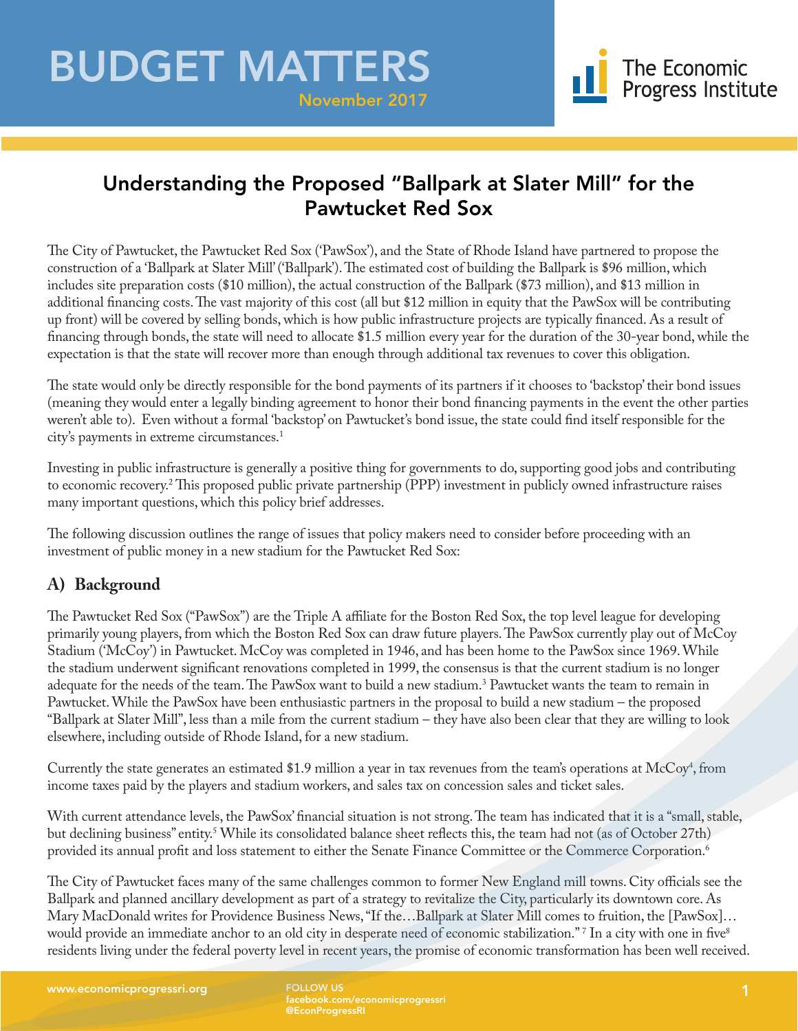# BUDGET MATTERS

November 2017

The Economic Progress Institute

## Understanding the Proposed "Ballpark at Slater Mill" for the Pawtucket Red Sox

The City of Pawtucket, the Pawtucket Red Sox ('PawSox'), and the State of Rhode Island have partnered to propose the construction of a 'Ballpark at Slater Mill' ('Ballpark'). The estimated cost of building the Ballpark is $96 million, which includes site preparation costs ($10 million), the actual construction of the Ballpark ($73 million), and $13 million in additional financing costs. The vast majority of this cost (all but $12 million in equity that the PawSox will be contributing up front) will be covered by selling bonds, which is how public infrastructure projects are typically financed. As a result of financing through bonds, the state will need to allocate $1.5 million every year for the duration of the 30-year bond, while the expectation is that the state will recover more than enough through additional tax revenues to cover this obligation.

The state would only be directly responsible for the bond payments of its partners if it chooses to 'backstop' their bond issues (meaning they would enter a legally binding agreement to honor their bond financing payments in the event the other parties weren't able to). Even without a formal 'backstop' on Pawtucket's bond issue, the state could find itself responsible for the city's payments in extreme circumstances.[1]

Investing in public infrastructure is generally a positive thing for governments to do, supporting good jobs and contributing to economic recovery.[2] This proposed public private partnership (PPP) investment in publicly owned infrastructure raises many important questions, which this policy brief addresses.

The following discussion outlines the range of issues that policy makers need to consider before proceeding with an investment of public money in a new stadium for the Pawtucket Red Sox:

### A) Background

The Pawtucket Red Sox ("PawSox") are the Triple A affiliate for the Boston Red Sox, the top level league for developing primarily young players, from which the Boston Red Sox can draw future players. The PawSox currently play out of McCoy Stadium ('McCoy') in Pawtucket. McCoy was completed in 1946, and has been home to the PawSox since 1969. While the stadium underwent significant renovations completed in 1999, the consensus is that the current stadium is no longer adequate for the needs of the team. The PawSox want to build a new stadium.[3] Pawtucket wants the team to remain in Pawtucket. While the PawSox have been enthusiastic partners in the proposal to build a new stadium – the proposed "Ballpark at Slater Mill", less than a mile from the current stadium – they have also been clear that they are willing to look elsewhere, including outside of Rhode Island, for a new stadium.

Currently the state generates an estimated $1.9 million a year in tax revenues from the team's operations at McCoy[4], from income taxes paid by the players and stadium workers, and sales tax on concession sales and ticket sales.

With current attendance levels, the PawSox' financial situation is not strong. The team has indicated that it is a "small, stable, but declining business" entity.[5] While its consolidated balance sheet reflects this, the team had not (as of October 27th) provided its annual profit and loss statement to either the Senate Finance Committee or the Commerce Corporation.[6]

The City of Pawtucket faces many of the same challenges common to former New England mill towns. City officials see the Ballpark and planned ancillary development as part of a strategy to revitalize the City, particularly its downtown core. As Mary MacDonald writes for Providence Business News, "If the…Ballpark at Slater Mill comes to fruition, the [PawSox]… would provide an immediate anchor to an old city in desperate need of economic stabilization."[7] In a city with one in five[8] residents living under the federal poverty level in recent years, the promise of economic transformation has been well received.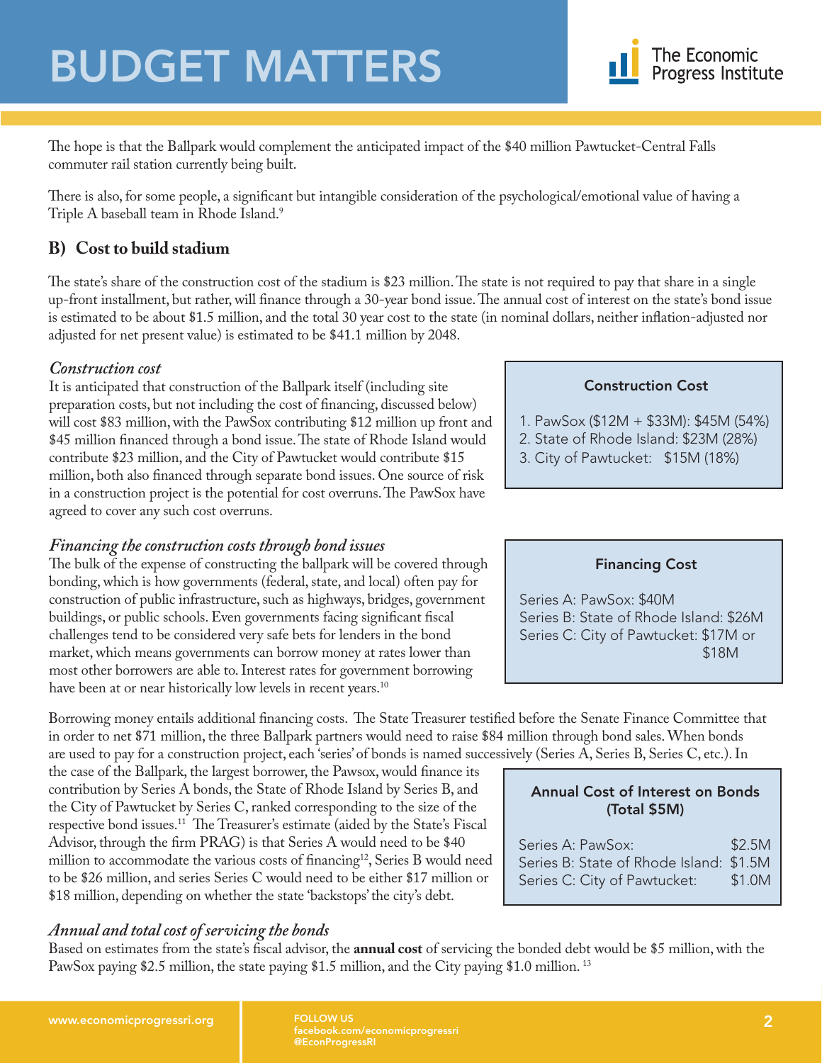The hope is that the Ballpark would complement the anticipated impact of the $40 million Pawtucket-Central Falls commuter rail station currently being built.

There is also, for some people, a significant but intangible consideration of the psychological/emotional value of having a Triple A baseball team in Rhode Island.[9]

## B) Cost to build stadium

The state's share of the construction cost of the stadium is $23 million. The state is not required to pay that share in a single up-front installment, but rather, will finance through a 30-year bond issue. The annual cost of interest on the state's bond issue is estimated to be about $1.5 million, and the total 30 year cost to the state (in nominal dollars, neither inflation-adjusted nor adjusted for net present value) is estimated to be $41.1 million by 2048.

### *Construction cost*

It is anticipated that construction of the Ballpark itself (including site preparation costs, but not including the cost of financing, discussed below) will cost $83 million, with the PawSox contributing $12 million up front and $45 million financed through a bond issue. The state of Rhode Island would contribute $23 million, and the City of Pawtucket would contribute $15 million, both also financed through separate bond issues. One source of risk in a construction project is the potential for cost overruns. The PawSox have agreed to cover any such cost overruns.

**Construction Cost**

1. PawSox ($12M + $33M): $45M (54%)
2. State of Rhode Island: $23M (28%)
3. City of Pawtucket: $15M (18%)

### *Financing the construction costs through bond issues*

The bulk of the expense of constructing the ballpark will be covered through bonding, which is how governments (federal, state, and local) often pay for construction of public infrastructure, such as highways, bridges, government buildings, or public schools. Even governments facing significant fiscal challenges tend to be considered very safe bets for lenders in the bond market, which means governments can borrow money at rates lower than most other borrowers are able to. Interest rates for government borrowing have been at or near historically low levels in recent years.[10]

**Financing Cost**

Series A: PawSox: $40M
Series B: State of Rhode Island: $26M
Series C: City of Pawtucket: $17M or $18M

Borrowing money entails additional financing costs. The State Treasurer testified before the Senate Finance Committee that in order to net $71 million, the three Ballpark partners would need to raise $84 million through bond sales. When bonds are used to pay for a construction project, each 'series' of bonds is named successively (Series A, Series B, Series C, etc.). In the case of the Ballpark, the largest borrower, the Pawsox, would finance its contribution by Series A bonds, the State of Rhode Island by Series B, and the City of Pawtucket by Series C, ranked corresponding to the size of the respective bond issues.[11] The Treasurer's estimate (aided by the State's Fiscal Advisor, through the firm PRAG) is that Series A would need to be $40 million to accommodate the various costs of financing[12], Series B would need to be $26 million, and series Series C would need to be either $17 million or $18 million, depending on whether the state 'backstops' the city's debt.

**Annual Cost of Interest on Bonds (Total $5M)**

| Series | Annual Cost |
|---|---|
| Series A: PawSox: | $2.5M |
| Series B: State of Rhode Island: | $1.5M |
| Series C: City of Pawtucket: | $1.0M |

### *Annual and total cost of servicing the bonds*

Based on estimates from the state's fiscal advisor, the **annual cost** of servicing the bonded debt would be $5 million, with the PawSox paying $2.5 million, the state paying $1.5 million, and the City paying $1.0 million.[13]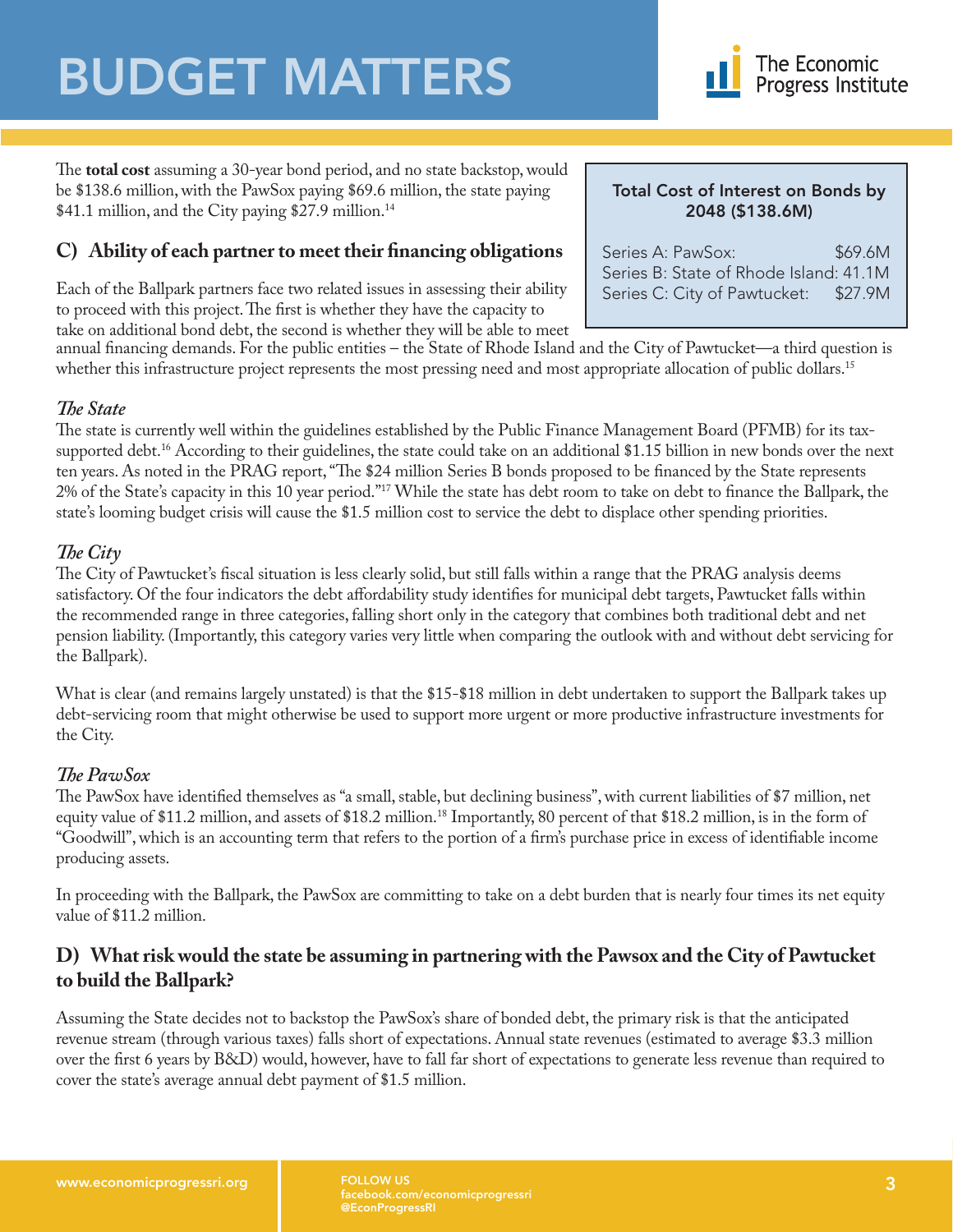The **total cost** assuming a 30-year bond period, and no state backstop, would be $138.6 million, with the PawSox paying $69.6 million, the state paying $41.1 million, and the City paying $27.9 million.[14]

**Total Cost of Interest on Bonds by 2048 ($138.6M)**

| | |
|---|---|
| Series A: PawSox: | $69.6M |
| Series B: State of Rhode Island: | 41.1M |
| Series C: City of Pawtucket: | $27.9M |

## C) Ability of each partner to meet their financing obligations

Each of the Ballpark partners face two related issues in assessing their ability to proceed with this project. The first is whether they have the capacity to take on additional bond debt, the second is whether they will be able to meet annual financing demands. For the public entities – the State of Rhode Island and the City of Pawtucket—a third question is whether this infrastructure project represents the most pressing need and most appropriate allocation of public dollars.[15]

### *The State*

The state is currently well within the guidelines established by the Public Finance Management Board (PFMB) for its tax-supported debt.[16] According to their guidelines, the state could take on an additional $1.15 billion in new bonds over the next ten years. As noted in the PRAG report, "The $24 million Series B bonds proposed to be financed by the State represents 2% of the State's capacity in this 10 year period."[17] While the state has debt room to take on debt to finance the Ballpark, the state's looming budget crisis will cause the $1.5 million cost to service the debt to displace other spending priorities.

### *The City*

The City of Pawtucket's fiscal situation is less clearly solid, but still falls within a range that the PRAG analysis deems satisfactory. Of the four indicators the debt affordability study identifies for municipal debt targets, Pawtucket falls within the recommended range in three categories, falling short only in the category that combines both traditional debt and net pension liability. (Importantly, this category varies very little when comparing the outlook with and without debt servicing for the Ballpark).

What is clear (and remains largely unstated) is that the $15-$18 million in debt undertaken to support the Ballpark takes up debt-servicing room that might otherwise be used to support more urgent or more productive infrastructure investments for the City.

### *The PawSox*

The PawSox have identified themselves as "a small, stable, but declining business", with current liabilities of $7 million, net equity value of $11.2 million, and assets of $18.2 million.[18] Importantly, 80 percent of that $18.2 million, is in the form of "Goodwill", which is an accounting term that refers to the portion of a firm's purchase price in excess of identifiable income producing assets.

In proceeding with the Ballpark, the PawSox are committing to take on a debt burden that is nearly four times its net equity value of $11.2 million.

## D) What risk would the state be assuming in partnering with the Pawsox and the City of Pawtucket to build the Ballpark?

Assuming the State decides not to backstop the PawSox's share of bonded debt, the primary risk is that the anticipated revenue stream (through various taxes) falls short of expectations. Annual state revenues (estimated to average $3.3 million over the first 6 years by B&D) would, however, have to fall far short of expectations to generate less revenue than required to cover the state's average annual debt payment of $1.5 million.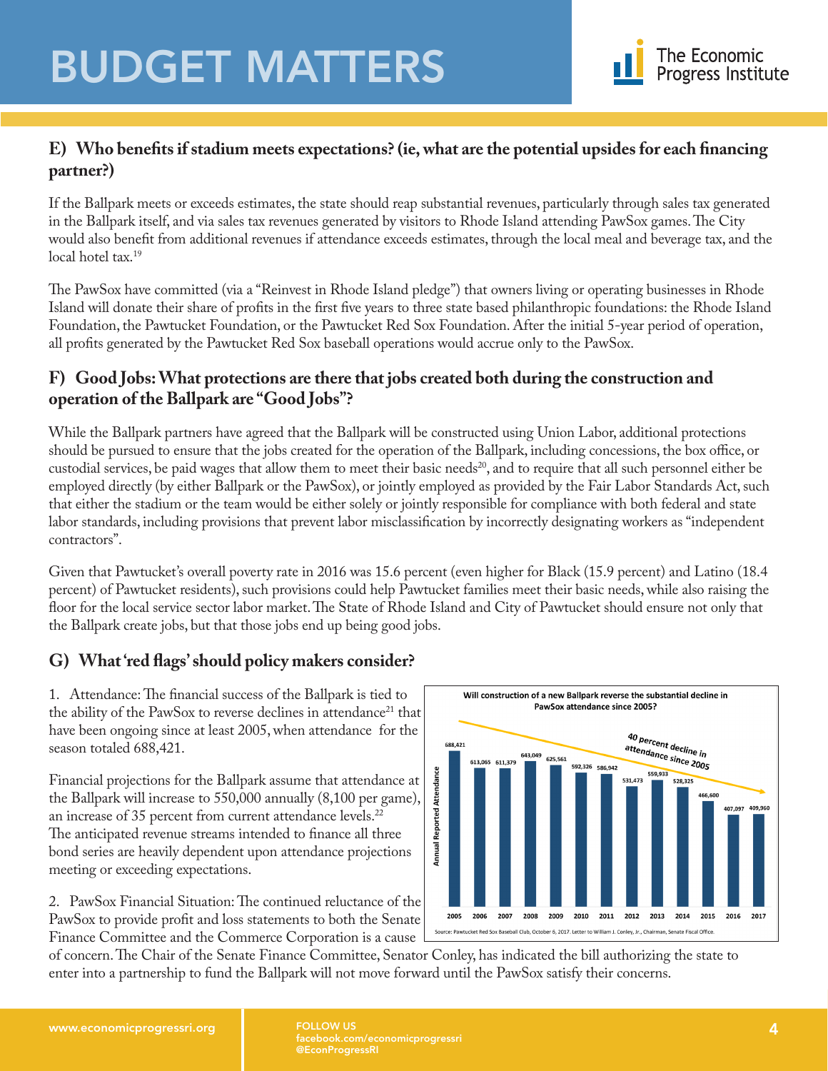## E) Who benefits if stadium meets expectations? (ie, what are the potential upsides for each financing partner?)

If the Ballpark meets or exceeds estimates, the state should reap substantial revenues, particularly through sales tax generated in the Ballpark itself, and via sales tax revenues generated by visitors to Rhode Island attending PawSox games. The City would also benefit from additional revenues if attendance exceeds estimates, through the local meal and beverage tax, and the local hotel tax.[19]

The PawSox have committed (via a "Reinvest in Rhode Island pledge") that owners living or operating businesses in Rhode Island will donate their share of profits in the first five years to three state based philanthropic foundations: the Rhode Island Foundation, the Pawtucket Foundation, or the Pawtucket Red Sox Foundation. After the initial 5-year period of operation, all profits generated by the Pawtucket Red Sox baseball operations would accrue only to the PawSox.

## F) Good Jobs: What protections are there that jobs created both during the construction and operation of the Ballpark are "Good Jobs"?

While the Ballpark partners have agreed that the Ballpark will be constructed using Union Labor, additional protections should be pursued to ensure that the jobs created for the operation of the Ballpark, including concessions, the box office, or custodial services, be paid wages that allow them to meet their basic needs[20], and to require that all such personnel either be employed directly (by either Ballpark or the PawSox), or jointly employed as provided by the Fair Labor Standards Act, such that either the stadium or the team would be either solely or jointly responsible for compliance with both federal and state labor standards, including provisions that prevent labor misclassification by incorrectly designating workers as "independent contractors".

Given that Pawtucket's overall poverty rate in 2016 was 15.6 percent (even higher for Black (15.9 percent) and Latino (18.4 percent) of Pawtucket residents), such provisions could help Pawtucket families meet their basic needs, while also raising the floor for the local service sector labor market. The State of Rhode Island and City of Pawtucket should ensure not only that the Ballpark create jobs, but that those jobs end up being good jobs.

## G) What 'red flags' should policy makers consider?

1. Attendance: The financial success of the Ballpark is tied to the ability of the PawSox to reverse declines in attendance[21] that have been ongoing since at least 2005, when attendance for the season totaled 688,421.

Financial projections for the Ballpark assume that attendance at the Ballpark will increase to 550,000 annually (8,100 per game), an increase of 35 percent from current attendance levels.[22] The anticipated revenue streams intended to finance all three bond series are heavily dependent upon attendance projections meeting or exceeding expectations.

**Will construction of a new Ballpark reverse the substantial decline in PawSox attendance since 2005?**

*40 percent decline in attendance since 2005*

| Year | Annual Reported Attendance |
|---|---|
| 2005 | 688,421 |
| 2006 | 613,065 |
| 2007 | 611,379 |
| 2008 | 643,049 |
| 2009 | 625,561 |
| 2010 | 592,326 |
| 2011 | 586,942 |
| 2012 | 531,473 |
| 2013 | 559,933 |
| 2014 | 528,325 |
| 2015 | 466,600 |
| 2016 | 407,097 |
| 2017 | 409,960 |

Source: Pawtucket Red Sox Baseball Club, October 6, 2017. Letter to William J. Conley, Jr., Chairman, Senate Fiscal Office.

2. PawSox Financial Situation: The continued reluctance of the PawSox to provide profit and loss statements to both the Senate Finance Committee and the Commerce Corporation is a cause of concern. The Chair of the Senate Finance Committee, Senator Conley, has indicated the bill authorizing the state to enter into a partnership to fund the Ballpark will not move forward until the PawSox satisfy their concerns.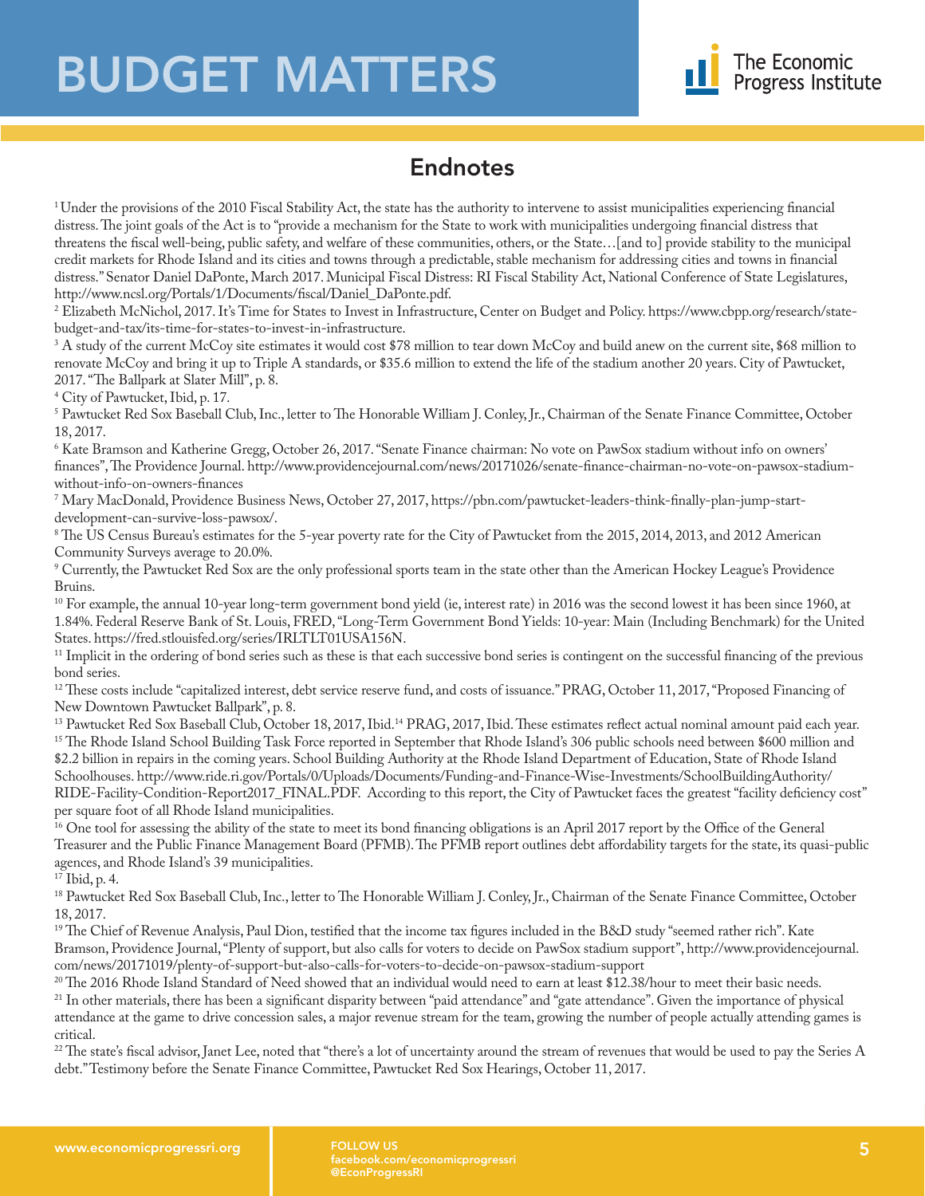## Endnotes

[1] Under the provisions of the 2010 Fiscal Stability Act, the state has the authority to intervene to assist municipalities experiencing financial distress. The joint goals of the Act is to "provide a mechanism for the State to work with municipalities undergoing financial distress that threatens the fiscal well-being, public safety, and welfare of these communities, others, or the State…[and to] provide stability to the municipal credit markets for Rhode Island and its cities and towns through a predictable, stable mechanism for addressing cities and towns in financial distress." Senator Daniel DaPonte, March 2017. Municipal Fiscal Distress: RI Fiscal Stability Act, National Conference of State Legislatures, http://www.ncsl.org/Portals/1/Documents/fiscal/Daniel_DaPonte.pdf.

[2] Elizabeth McNichol, 2017. It's Time for States to Invest in Infrastructure, Center on Budget and Policy. https://www.cbpp.org/research/state-budget-and-tax/its-time-for-states-to-invest-in-infrastructure.

[3] A study of the current McCoy site estimates it would cost $78 million to tear down McCoy and build anew on the current site, $68 million to renovate McCoy and bring it up to Triple A standards, or $35.6 million to extend the life of the stadium another 20 years. City of Pawtucket, 2017. "The Ballpark at Slater Mill", p. 8.

[4] City of Pawtucket, Ibid, p. 17.

[5] Pawtucket Red Sox Baseball Club, Inc., letter to The Honorable William J. Conley, Jr., Chairman of the Senate Finance Committee, October 18, 2017.

[6] Kate Bramson and Katherine Gregg, October 26, 2017. "Senate Finance chairman: No vote on PawSox stadium without info on owners' finances", The Providence Journal. http://www.providencejournal.com/news/20171026/senate-finance-chairman-no-vote-on-pawsox-stadium-without-info-on-owners-finances

[7] Mary MacDonald, Providence Business News, October 27, 2017, https://pbn.com/pawtucket-leaders-think-finally-plan-jump-start-development-can-survive-loss-pawsox/.

[8] The US Census Bureau's estimates for the 5-year poverty rate for the City of Pawtucket from the 2015, 2014, 2013, and 2012 American Community Surveys average to 20.0%.

[9] Currently, the Pawtucket Red Sox are the only professional sports team in the state other than the American Hockey League's Providence Bruins.

[10] For example, the annual 10-year long-term government bond yield (ie, interest rate) in 2016 was the second lowest it has been since 1960, at 1.84%. Federal Reserve Bank of St. Louis, FRED, "Long-Term Government Bond Yields: 10-year: Main (Including Benchmark) for the United States. https://fred.stlouisfed.org/series/IRLTLT01USA156N.

[11] Implicit in the ordering of bond series such as these is that each successive bond series is contingent on the successful financing of the previous bond series.

[12] These costs include "capitalized interest, debt service reserve fund, and costs of issuance." PRAG, October 11, 2017, "Proposed Financing of New Downtown Pawtucket Ballpark", p. 8.

[13] Pawtucket Red Sox Baseball Club, October 18, 2017, Ibid.[14] PRAG, 2017, Ibid. These estimates reflect actual nominal amount paid each year.

[15] The Rhode Island School Building Task Force reported in September that Rhode Island's 306 public schools need between $600 million and $2.2 billion in repairs in the coming years. School Building Authority at the Rhode Island Department of Education, State of Rhode Island Schoolhouses. http://www.ride.ri.gov/Portals/0/Uploads/Documents/Funding-and-Finance-Wise-Investments/SchoolBuildingAuthority/RIDE-Facility-Condition-Report2017_FINAL.PDF. According to this report, the City of Pawtucket faces the greatest "facility deficiency cost" per square foot of all Rhode Island municipalities.

[16] One tool for assessing the ability of the state to meet its bond financing obligations is an April 2017 report by the Office of the General Treasurer and the Public Finance Management Board (PFMB). The PFMB report outlines debt affordability targets for the state, its quasi-public agencies, and Rhode Island's 39 municipalities.

[17] Ibid, p. 4.

[18] Pawtucket Red Sox Baseball Club, Inc., letter to The Honorable William J. Conley, Jr., Chairman of the Senate Finance Committee, October 18, 2017.

[19] The Chief of Revenue Analysis, Paul Dion, testified that the income tax figures included in the B&D study "seemed rather rich". Kate Bramson, Providence Journal, "Plenty of support, but also calls for voters to decide on PawSox stadium support", http://www.providencejournal.com/news/20171019/plenty-of-support-but-also-calls-for-voters-to-decide-on-pawsox-stadium-support

[20] The 2016 Rhode Island Standard of Need showed that an individual would need to earn at least $12.38/hour to meet their basic needs.

[21] In other materials, there has been a significant disparity between "paid attendance" and "gate attendance". Given the importance of physical attendance at the game to drive concession sales, a major revenue stream for the team, growing the number of people actually attending games is critical.

[22] The state's fiscal advisor, Janet Lee, noted that "there's a lot of uncertainty around the stream of revenues that would be used to pay the Series A debt." Testimony before the Senate Finance Committee, Pawtucket Red Sox Hearings, October 11, 2017.